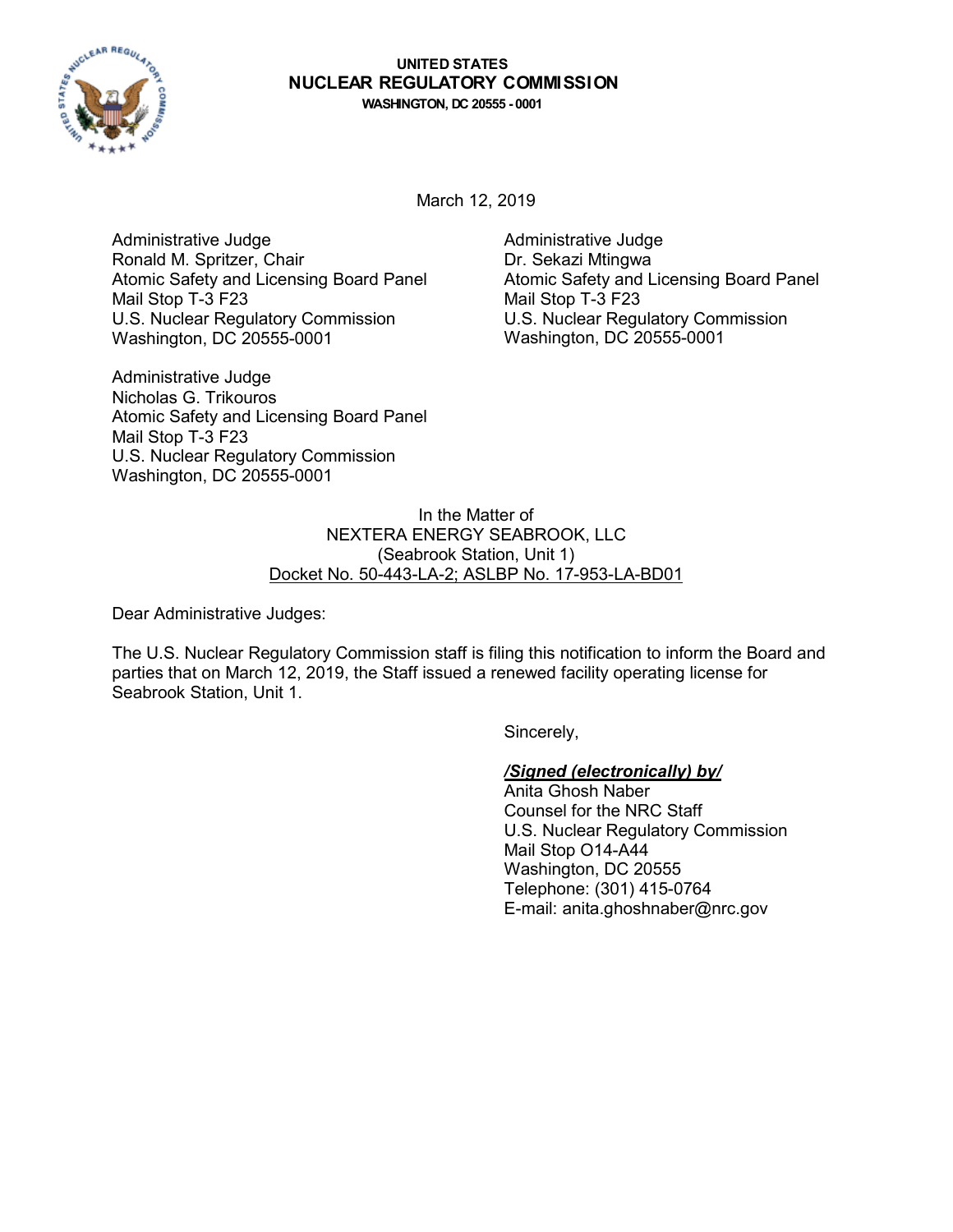**UNITED STATES**
**NUCLEAR REGULATORY COMMISSION**
**WASHINGTON, DC 20555 - 0001**

March 12, 2019

Administrative Judge
Ronald M. Spritzer, Chair
Atomic Safety and Licensing Board Panel
Mail Stop T-3 F23
U.S. Nuclear Regulatory Commission
Washington, DC 20555-0001

Administrative Judge
Dr. Sekazi Mtingwa
Atomic Safety and Licensing Board Panel
Mail Stop T-3 F23
U.S. Nuclear Regulatory Commission
Washington, DC 20555-0001

Administrative Judge
Nicholas G. Trikouros
Atomic Safety and Licensing Board Panel
Mail Stop T-3 F23
U.S. Nuclear Regulatory Commission
Washington, DC 20555-0001

In the Matter of
NEXTERA ENERGY SEABROOK, LLC
(Seabrook Station, Unit 1)
Docket No. 50-443-LA-2; ASLBP No. 17-953-LA-BD01

Dear Administrative Judges:

The U.S. Nuclear Regulatory Commission staff is filing this notification to inform the Board and parties that on March 12, 2019, the Staff issued a renewed facility operating license for Seabrook Station, Unit 1.

Sincerely,

***/Signed (electronically) by/***
Anita Ghosh Naber
Counsel for the NRC Staff
U.S. Nuclear Regulatory Commission
Mail Stop O14-A44
Washington, DC 20555
Telephone: (301) 415-0764
E-mail: anita.ghoshnaber@nrc.gov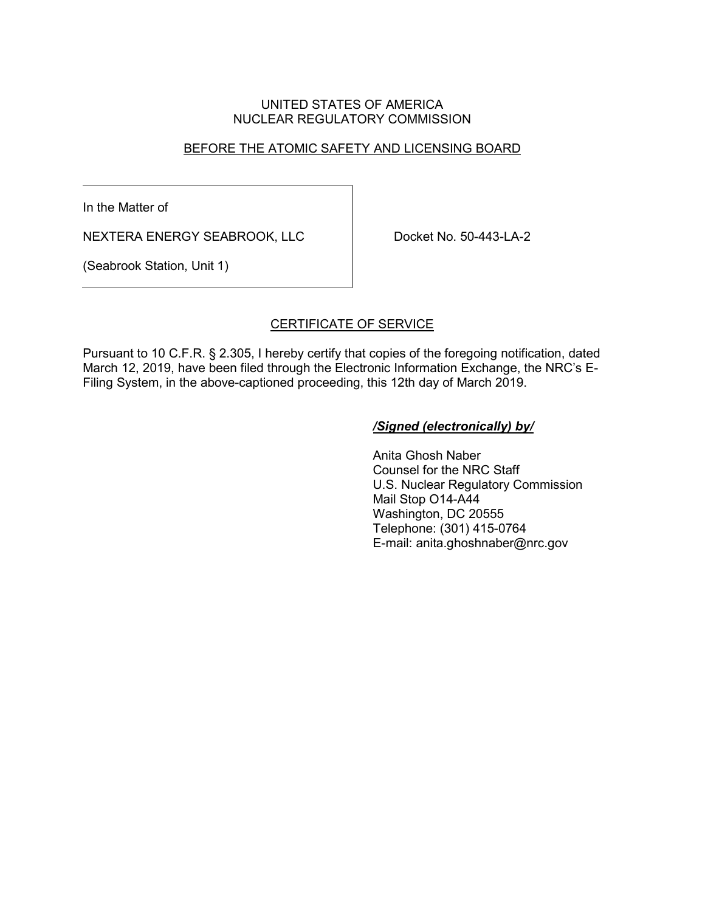UNITED STATES OF AMERICA
NUCLEAR REGULATORY COMMISSION

BEFORE THE ATOMIC SAFETY AND LICENSING BOARD

| | |
|---|---|
| In the Matter of<br><br>NEXTERA ENERGY SEABROOK, LLC<br><br>(Seabrook Station, Unit 1) | Docket No. 50-443-LA-2 |

## CERTIFICATE OF SERVICE

Pursuant to 10 C.F.R. § 2.305, I hereby certify that copies of the foregoing notification, dated March 12, 2019, have been filed through the Electronic Information Exchange, the NRC's E-Filing System, in the above-captioned proceeding, this 12th day of March 2019.

***/Signed (electronically) by/***

Anita Ghosh Naber
Counsel for the NRC Staff
U.S. Nuclear Regulatory Commission
Mail Stop O14-A44
Washington, DC 20555
Telephone: (301) 415-0764
E-mail: anita.ghoshnaber@nrc.gov